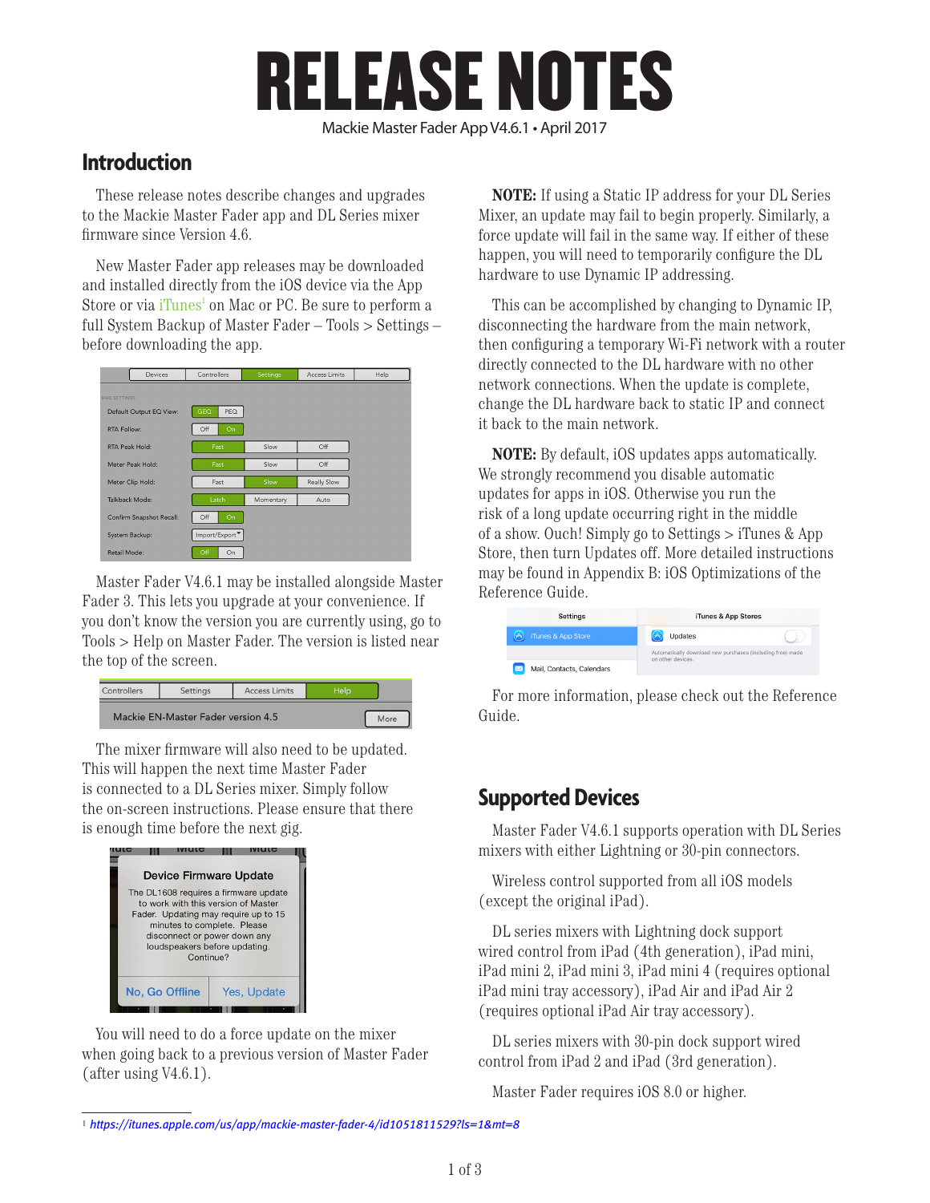# RELEASE NOTES

Mackie Master Fader App V4.6.1 • April 2017

## Introduction

These release notes describe changes and upgrades to the Mackie Master Fader app and DL Series mixer firmware since Version 4.6.

New Master Fader app releases may be downloaded and installed directly from the iOS device via the App Store or via iTunes[1] on Mac or PC. Be sure to perform a full System Backup of Master Fader – Tools > Settings – before downloading the app.

Master Fader V4.6.1 may be installed alongside Master Fader 3. This lets you upgrade at your convenience. If you don't know the version you are currently using, go to Tools > Help on Master Fader. The version is listed near the top of the screen.

The mixer firmware will also need to be updated. This will happen the next time Master Fader is connected to a DL Series mixer. Simply follow the on-screen instructions. Please ensure that there is enough time before the next gig.

You will need to do a force update on the mixer when going back to a previous version of Master Fader (after using V4.6.1).

**NOTE:** If using a Static IP address for your DL Series Mixer, an update may fail to begin properly. Similarly, a force update will fail in the same way. If either of these happen, you will need to temporarily configure the DL hardware to use Dynamic IP addressing.

This can be accomplished by changing to Dynamic IP, disconnecting the hardware from the main network, then configuring a temporary Wi-Fi network with a router directly connected to the DL hardware with no other network connections. When the update is complete, change the DL hardware back to static IP and connect it back to the main network.

**NOTE:** By default, iOS updates apps automatically. We strongly recommend you disable automatic updates for apps in iOS. Otherwise you run the risk of a long update occurring right in the middle of a show. Ouch! Simply go to Settings > iTunes & App Store, then turn Updates off. More detailed instructions may be found in Appendix B: iOS Optimizations of the Reference Guide.

For more information, please check out the Reference Guide.

## Supported Devices

Master Fader V4.6.1 supports operation with DL Series mixers with either Lightning or 30-pin connectors.

Wireless control supported from all iOS models (except the original iPad).

DL series mixers with Lightning dock support wired control from iPad (4th generation), iPad mini, iPad mini 2, iPad mini 3, iPad mini 4 (requires optional iPad mini tray accessory), iPad Air and iPad Air 2 (requires optional iPad Air tray accessory).

DL series mixers with 30-pin dock support wired control from iPad 2 and iPad (3rd generation).

Master Fader requires iOS 8.0 or higher.

[1] *https://itunes.apple.com/us/app/mackie-master-fader-4/id1051811529?ls=1&mt=8*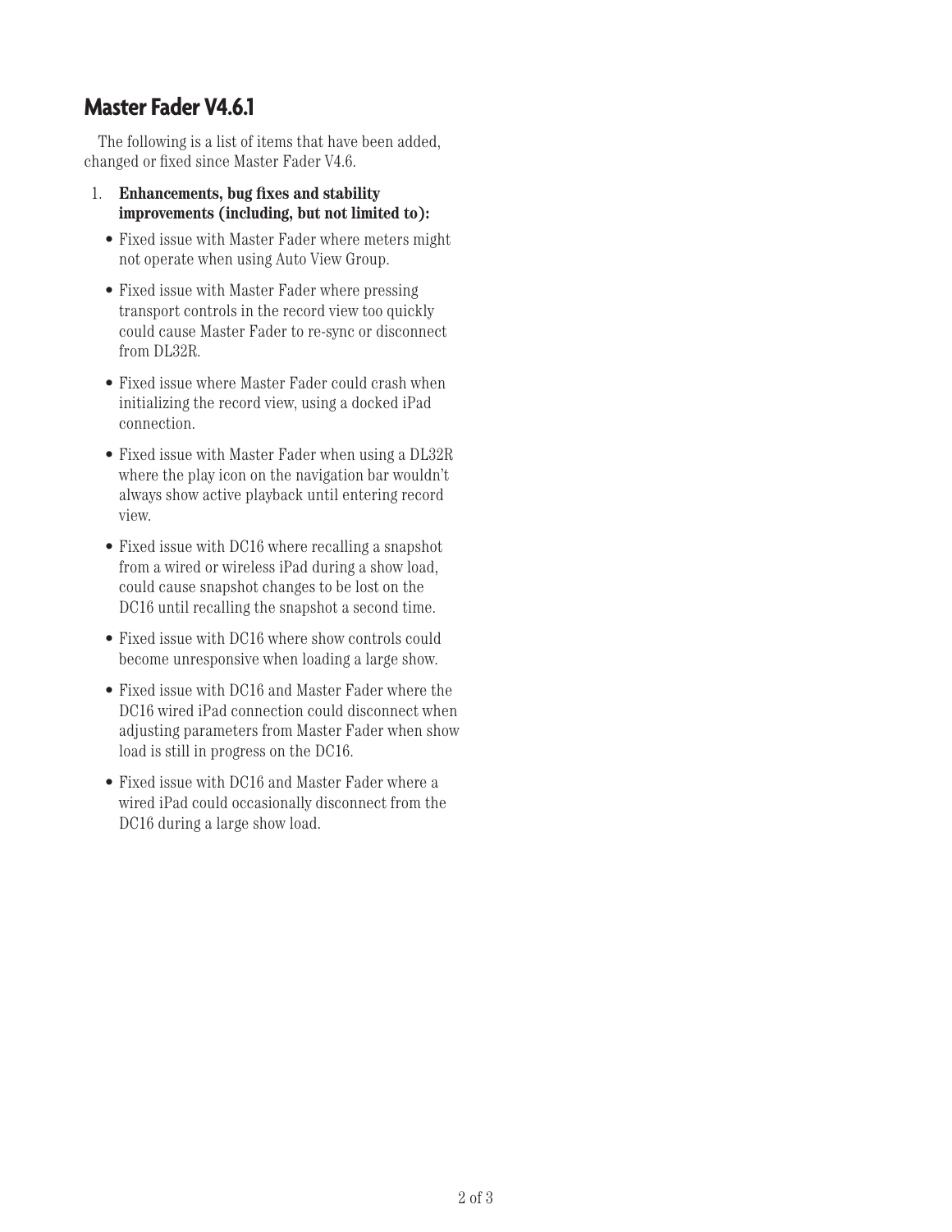# Master Fader V4.6.1

The following is a list of items that have been added, changed or fixed since Master Fader V4.6.

1. **Enhancements, bug fixes and stability improvements (including, but not limited to):**
   - Fixed issue with Master Fader where meters might not operate when using Auto View Group.
   - Fixed issue with Master Fader where pressing transport controls in the record view too quickly could cause Master Fader to re-sync or disconnect from DL32R.
   - Fixed issue where Master Fader could crash when initializing the record view, using a docked iPad connection.
   - Fixed issue with Master Fader when using a DL32R where the play icon on the navigation bar wouldn't always show active playback until entering record view.
   - Fixed issue with DC16 where recalling a snapshot from a wired or wireless iPad during a show load, could cause snapshot changes to be lost on the DC16 until recalling the snapshot a second time.
   - Fixed issue with DC16 where show controls could become unresponsive when loading a large show.
   - Fixed issue with DC16 and Master Fader where the DC16 wired iPad connection could disconnect when adjusting parameters from Master Fader when show load is still in progress on the DC16.
   - Fixed issue with DC16 and Master Fader where a wired iPad could occasionally disconnect from the DC16 during a large show load.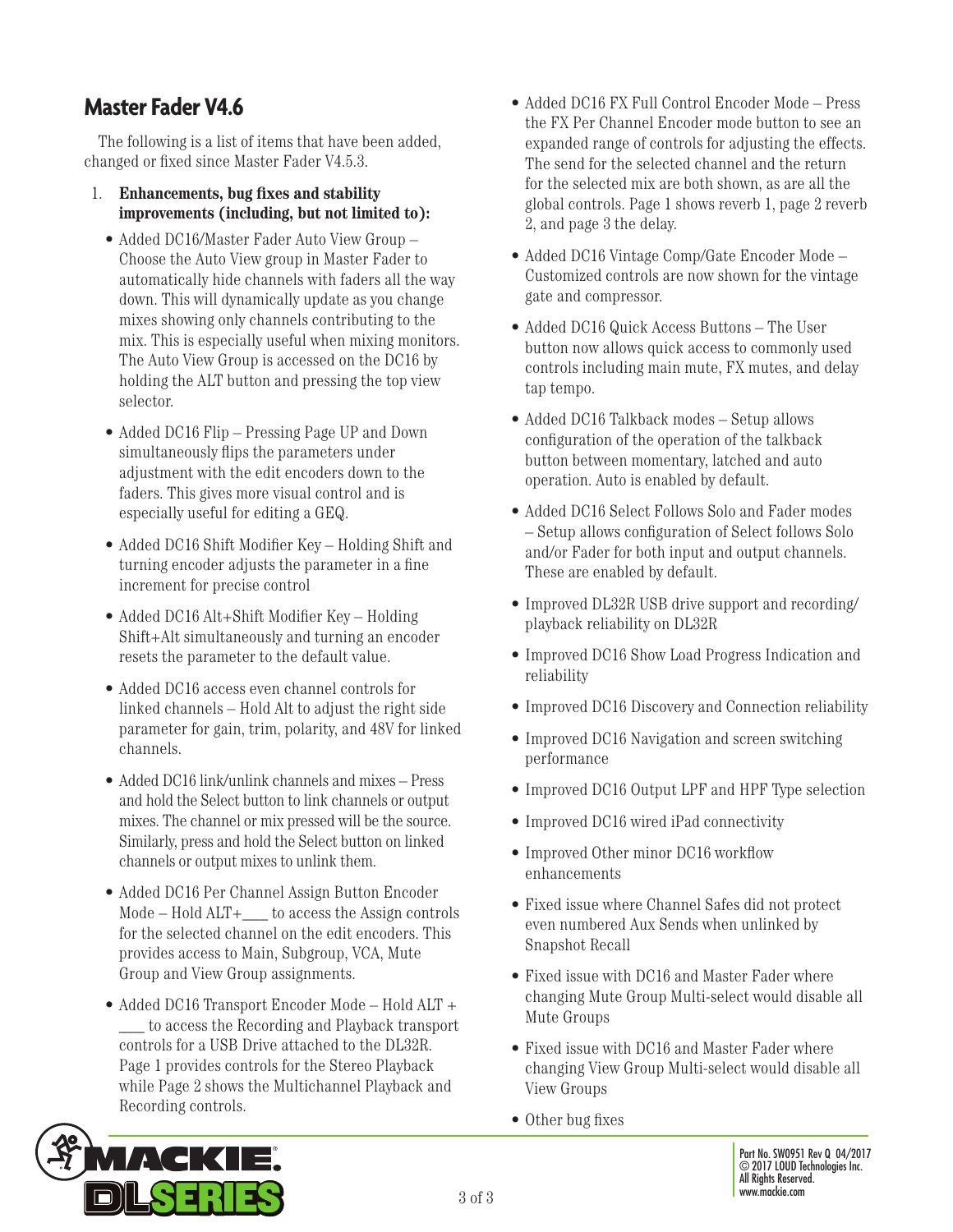## Master Fader V4.6

The following is a list of items that have been added, changed or fixed since Master Fader V4.5.3.

1. **Enhancements, bug fixes and stability improvements (including, but not limited to):**

- Added DC16/Master Fader Auto View Group – Choose the Auto View group in Master Fader to automatically hide channels with faders all the way down. This will dynamically update as you change mixes showing only channels contributing to the mix. This is especially useful when mixing monitors. The Auto View Group is accessed on the DC16 by holding the ALT button and pressing the top view selector.
- Added DC16 Flip – Pressing Page UP and Down simultaneously flips the parameters under adjustment with the edit encoders down to the faders. This gives more visual control and is especially useful for editing a GEQ.
- Added DC16 Shift Modifier Key – Holding Shift and turning encoder adjusts the parameter in a fine increment for precise control
- Added DC16 Alt+Shift Modifier Key – Holding Shift+Alt simultaneously and turning an encoder resets the parameter to the default value.
- Added DC16 access even channel controls for linked channels – Hold Alt to adjust the right side parameter for gain, trim, polarity, and 48V for linked channels.
- Added DC16 link/unlink channels and mixes – Press and hold the Select button to link channels or output mixes. The channel or mix pressed will be the source. Similarly, press and hold the Select button on linked channels or output mixes to unlink them.
- Added DC16 Per Channel Assign Button Encoder Mode – Hold ALT+___ to access the Assign controls for the selected channel on the edit encoders. This provides access to Main, Subgroup, VCA, Mute Group and View Group assignments.
- Added DC16 Transport Encoder Mode – Hold ALT + ___ to access the Recording and Playback transport controls for a USB Drive attached to the DL32R. Page 1 provides controls for the Stereo Playback while Page 2 shows the Multichannel Playback and Recording controls.
- Added DC16 FX Full Control Encoder Mode – Press the FX Per Channel Encoder mode button to see an expanded range of controls for adjusting the effects. The send for the selected channel and the return for the selected mix are both shown, as are all the global controls. Page 1 shows reverb 1, page 2 reverb 2, and page 3 the delay.
- Added DC16 Vintage Comp/Gate Encoder Mode – Customized controls are now shown for the vintage gate and compressor.
- Added DC16 Quick Access Buttons – The User button now allows quick access to commonly used controls including main mute, FX mutes, and delay tap tempo.
- Added DC16 Talkback modes – Setup allows configuration of the operation of the talkback button between momentary, latched and auto operation. Auto is enabled by default.
- Added DC16 Select Follows Solo and Fader modes – Setup allows configuration of Select follows Solo and/or Fader for both input and output channels. These are enabled by default.
- Improved DL32R USB drive support and recording/playback reliability on DL32R
- Improved DC16 Show Load Progress Indication and reliability
- Improved DC16 Discovery and Connection reliability
- Improved DC16 Navigation and screen switching performance
- Improved DC16 Output LPF and HPF Type selection
- Improved DC16 wired iPad connectivity
- Improved Other minor DC16 workflow enhancements
- Fixed issue where Channel Safes did not protect even numbered Aux Sends when unlinked by Snapshot Recall
- Fixed issue with DC16 and Master Fader where changing Mute Group Multi-select would disable all Mute Groups
- Fixed issue with DC16 and Master Fader where changing View Group Multi-select would disable all View Groups
- Other bug fixes

Part No. SW0951 Rev Q 04/2017
© 2017 LOUD Technologies Inc.
All Rights Reserved.
www.mackie.com